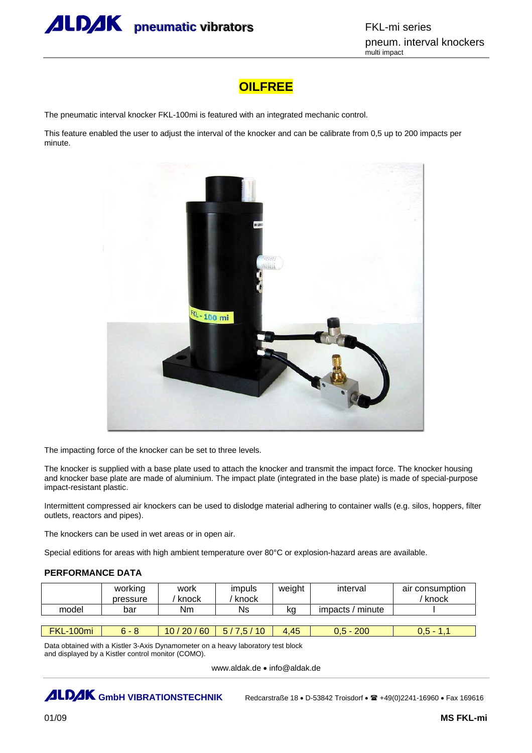# ALDAK pneumatic vibrators

FKL-mi series
pneum. interval knockers
multi impact

## OILFREE

The pneumatic interval knocker FKL-100mi is featured with an integrated mechanic control.

This feature enabled the user to adjust the interval of the knocker and can be calibrate from 0,5 up to 200 impacts per minute.

The impacting force of the knocker can be set to three levels.

The knocker is supplied with a base plate used to attach the knocker and transmit the impact force. The knocker housing and knocker base plate are made of aluminium. The impact plate (integrated in the base plate) is made of special-purpose impact-resistant plastic.

Intermittent compressed air knockers can be used to dislodge material adhering to container walls (e.g. silos, hoppers, filter outlets, reactors and pipes).

The knockers can be used in wet areas or in open air.

Special editions for areas with high ambient temperature over 80°C or explosion-hazard areas are available.

### PERFORMANCE DATA

| | working pressure | work / knock | impuls / knock | weight | interval | air consumption / knock |
|---|---|---|---|---|---|---|
| model | bar | Nm | Ns | kg | impacts / minute | l |
| FKL-100mi | 6 - 8 | 10 / 20 / 60 | 5 / 7,5 / 10 | 4,45 | 0,5 - 200 | 0,5 - 1,1 |

Data obtained with a Kistler 3-Axis Dynamometer on a heavy laboratory test block and displayed by a Kistler control monitor (COMO).

www.aldak.de • info@aldak.de

ALDAK GmbH VIBRATIONSTECHNIK Redcarstraße 18 • D-53842 Troisdorf • ☎ +49(0)2241-16960 • Fax 169616

01/09 **MS FKL-mi**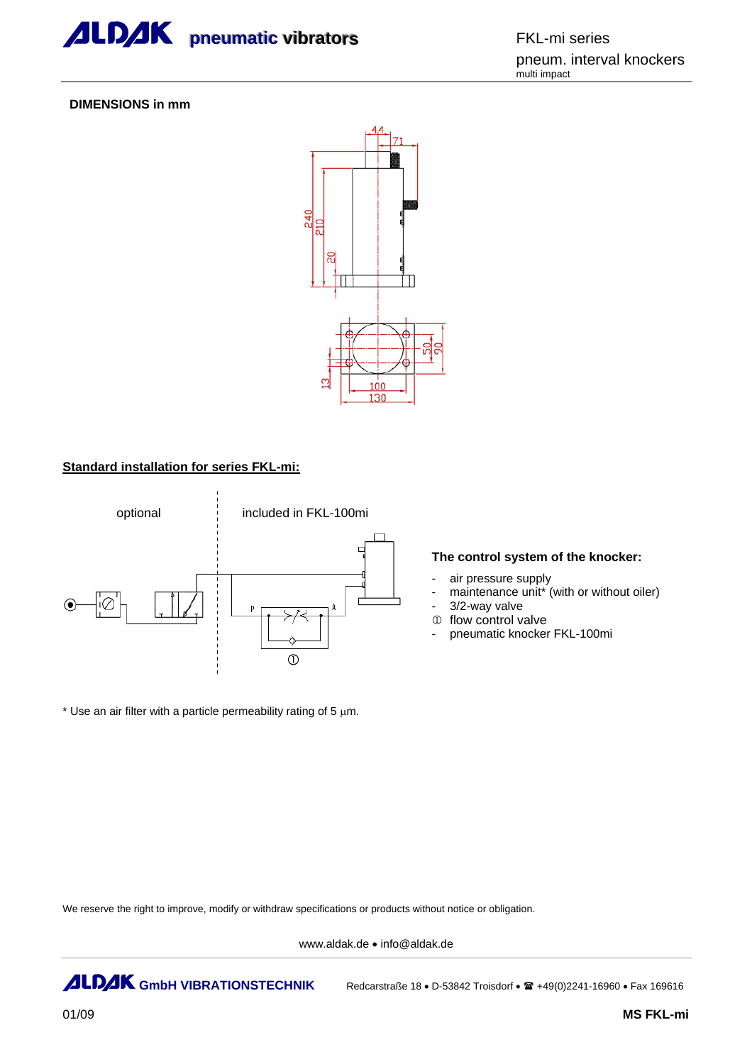**DIMENSIONS in mm**

44
71
240
210
20
50
90
13
100
130

**Standard installation for series FKL-mi:**

optional

included in FKL-100mi

P
A
①

**The control system of the knocker:**

- air pressure supply
- maintenance unit* (with or without oiler)
- 3/2-way valve

① flow control valve

- pneumatic knocker FKL-100mi

* Use an air filter with a particle permeability rating of 5 µm.

We reserve the right to improve, modify or withdraw specifications or products without notice or obligation.

www.aldak.de • info@aldak.de

ALDAK GmbH VIBRATIONSTECHNIK Redcarstraße 18 • D-53842 Troisdorf • ☎ +49(0)2241-16960 • Fax 169616

01/09 **MS FKL-mi**